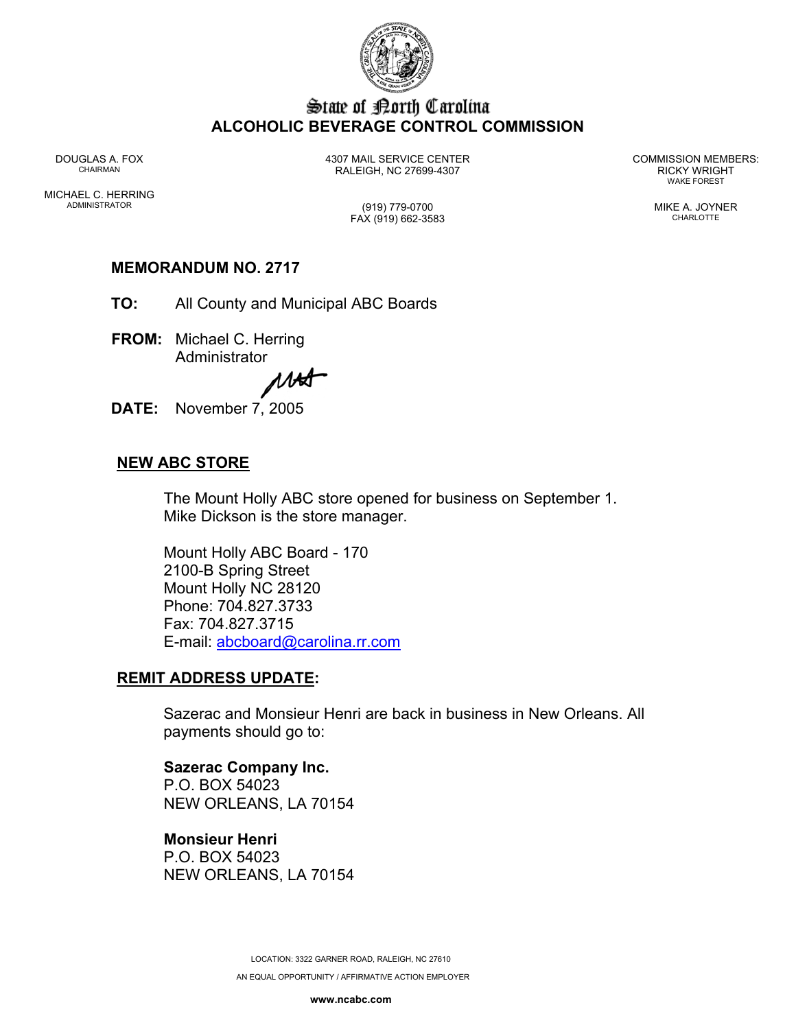# State of North Carolina
## ALCOHOLIC BEVERAGE CONTROL COMMISSION

DOUGLAS A. FOX
CHAIRMAN

MICHAEL C. HERRING
ADMINISTRATOR

4307 MAIL SERVICE CENTER
RALEIGH, NC 27699-4307

(919) 779-0700
FAX (919) 662-3583

COMMISSION MEMBERS:
RICKY WRIGHT
WAKE FOREST

MIKE A. JOYNER
CHARLOTTE

**MEMORANDUM NO. 2717**

**TO:** All County and Municipal ABC Boards

**FROM:** Michael C. Herring
Administrator

**DATE:** November 7, 2005

## NEW ABC STORE

The Mount Holly ABC store opened for business on September 1. Mike Dickson is the store manager.

Mount Holly ABC Board - 170
2100-B Spring Street
Mount Holly NC 28120
Phone: 704.827.3733
Fax: 704.827.3715
E-mail: abcboard@carolina.rr.com

## REMIT ADDRESS UPDATE:

Sazerac and Monsieur Henri are back in business in New Orleans. All payments should go to:

**Sazerac Company Inc.**
P.O. BOX 54023
NEW ORLEANS, LA 70154

**Monsieur Henri**
P.O. BOX 54023
NEW ORLEANS, LA 70154

LOCATION: 3322 GARNER ROAD, RALEIGH, NC 27610

AN EQUAL OPPORTUNITY / AFFIRMATIVE ACTION EMPLOYER

**www.ncabc.com**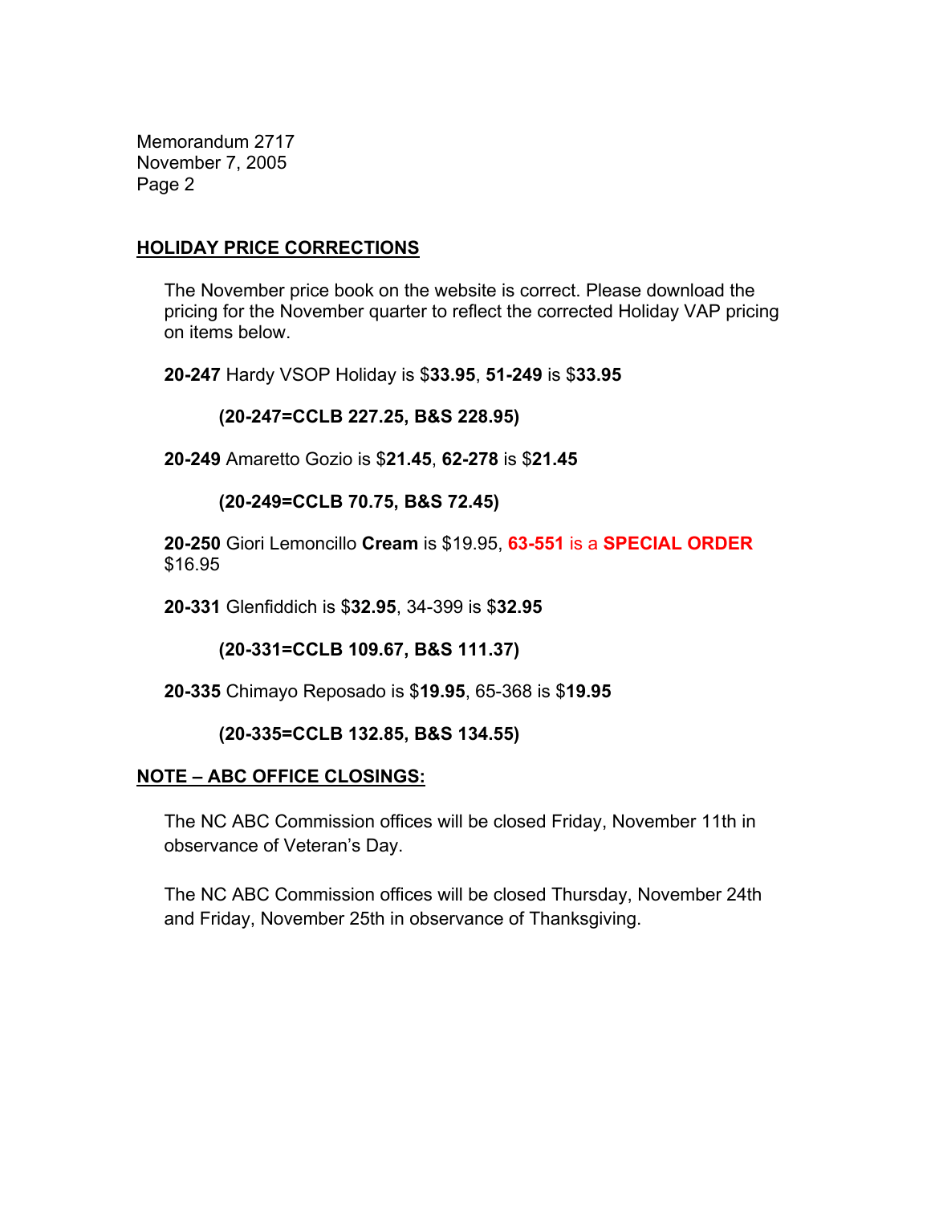## HOLIDAY PRICE CORRECTIONS

The November price book on the website is correct. Please download the pricing for the November quarter to reflect the corrected Holiday VAP pricing on items below.

**20-247** Hardy VSOP Holiday is $**33.95**, **51-249** is $**33.95**

**(20-247=CCLB 227.25, B&S 228.95)**

**20-249** Amaretto Gozio is $**21.45**, **62-278** is $**21.45**

**(20-249=CCLB 70.75, B&S 72.45)**

**20-250** Giori Lemoncillo **Cream** is $19.95, **63-551** is a **SPECIAL ORDER** $16.95

**20-331** Glenfiddich is $**32.95**, 34-399 is $**32.95**

**(20-331=CCLB 109.67, B&S 111.37)**

**20-335** Chimayo Reposado is $**19.95**, 65-368 is $**19.95**

**(20-335=CCLB 132.85, B&S 134.55)**

## NOTE – ABC OFFICE CLOSINGS:

The NC ABC Commission offices will be closed Friday, November 11th in observance of Veteran's Day.

The NC ABC Commission offices will be closed Thursday, November 24th and Friday, November 25th in observance of Thanksgiving.